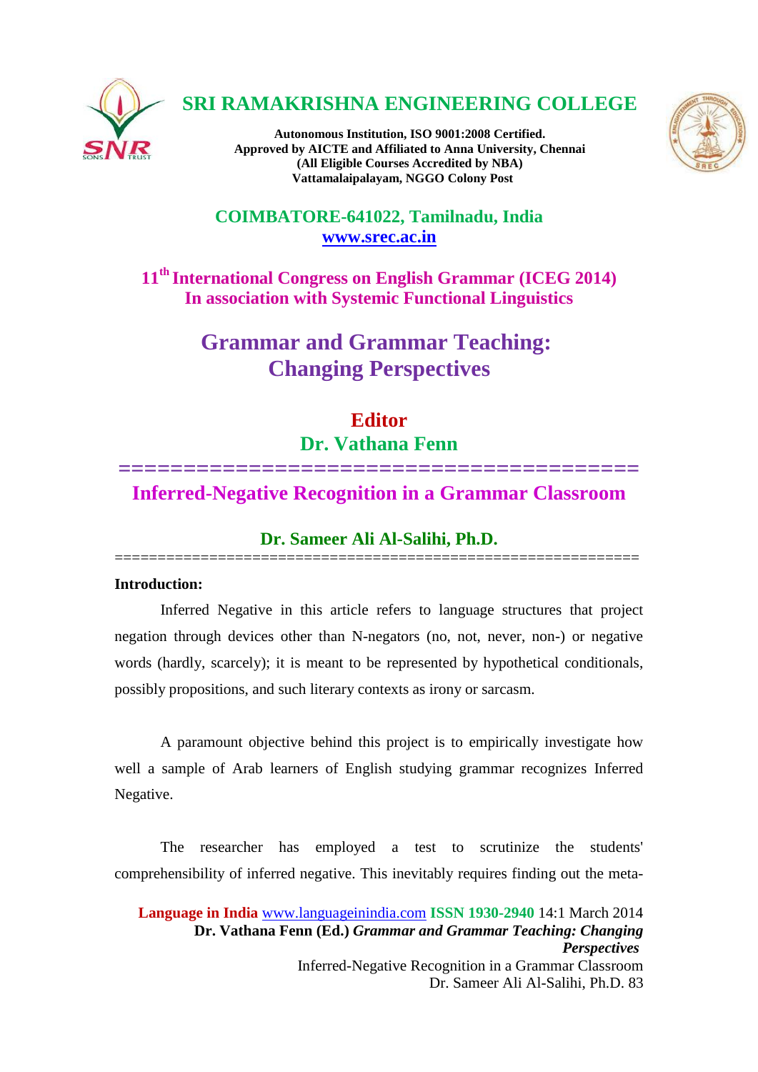# SRI RAMAKRISHNA ENGINEERING COLLEGE

**Autonomous Institution, ISO 9001:2008 Certified.**
**Approved by AICTE and Affiliated to Anna University, Chennai**
**(All Eligible Courses Accredited by NBA)**
**Vattamalaipalayam, NGGO Colony Post**

**COIMBATORE-641022, Tamilnadu, India**
**www.srec.ac.in**

**11th International Congress on English Grammar (ICEG 2014)**
**In association with Systemic Functional Linguistics**

## Grammar and Grammar Teaching: Changing Perspectives

**Editor**
**Dr. Vathana Fenn**

# Inferred-Negative Recognition in a Grammar Classroom

**Dr. Sameer Ali Al-Salihi, Ph.D.**

**Introduction:**

Inferred Negative in this article refers to language structures that project negation through devices other than N-negators (no, not, never, non-) or negative words (hardly, scarcely); it is meant to be represented by hypothetical conditionals, possibly propositions, and such literary contexts as irony or sarcasm.

A paramount objective behind this project is to empirically investigate how well a sample of Arab learners of English studying grammar recognizes Inferred Negative.

The researcher has employed a test to scrutinize the students' comprehensibility of inferred negative. This inevitably requires finding out the meta-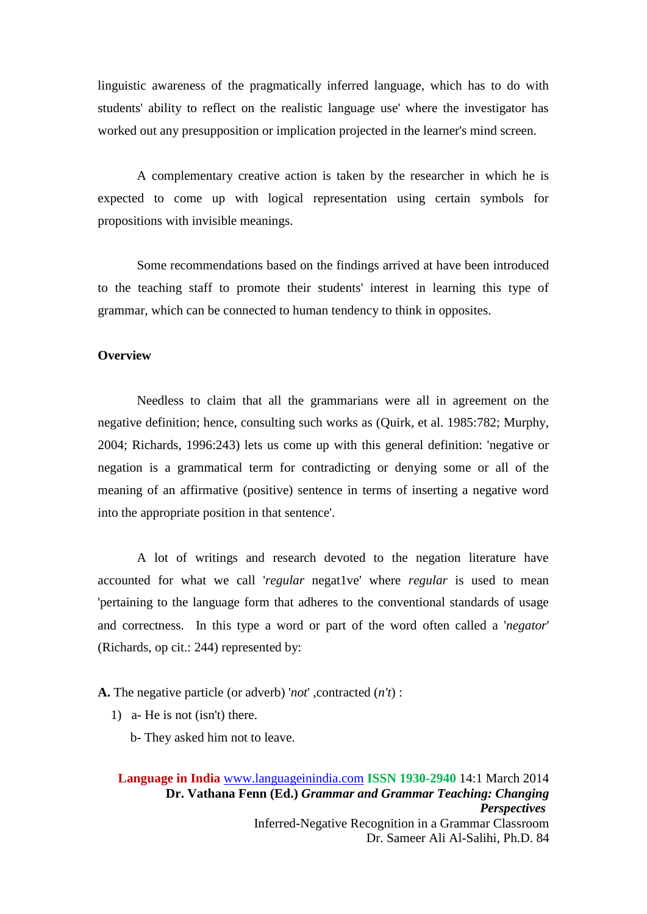linguistic awareness of the pragmatically inferred language, which has to do with students' ability to reflect on the realistic language use' where the investigator has worked out any presupposition or implication projected in the learner's mind screen.

A complementary creative action is taken by the researcher in which he is expected to come up with logical representation using certain symbols for propositions with invisible meanings.

Some recommendations based on the findings arrived at have been introduced to the teaching staff to promote their students' interest in learning this type of grammar, which can be connected to human tendency to think in opposites.

**Overview**

Needless to claim that all the grammarians were all in agreement on the negative definition; hence, consulting such works as (Quirk, et al. 1985:782; Murphy, 2004; Richards, 1996:243) lets us come up with this general definition: 'negative or negation is a grammatical term for contradicting or denying some or all of the meaning of an affirmative (positive) sentence in terms of inserting a negative word into the appropriate position in that sentence'.

A lot of writings and research devoted to the negation literature have accounted for what we call '*regular* negat1ve' where *regular* is used to mean 'pertaining to the language form that adheres to the conventional standards of usage and correctness. In this type a word or part of the word often called a '*negator*' (Richards, op cit.: 244) represented by:

**A.** The negative particle (or adverb) '*not*' ,contracted (*n't*) :

1) a- He is not (isn't) there.

   b- They asked him not to leave.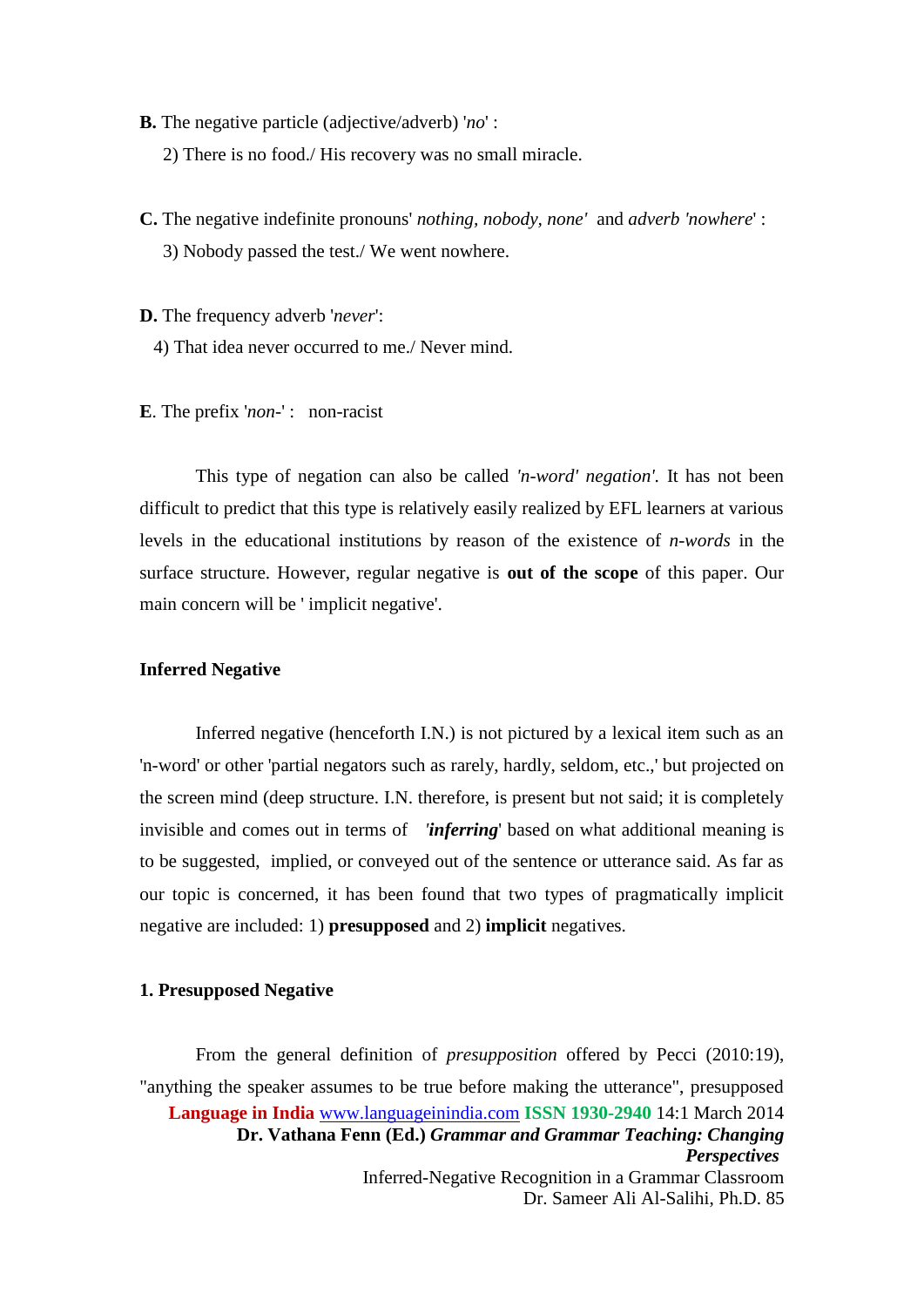**B.** The negative particle (adjective/adverb) '*no*' :

2) There is no food./ His recovery was no small miracle.

**C.** The negative indefinite pronouns' *nothing, nobody, none'* and *adverb 'nowhere*' :

3) Nobody passed the test./ We went nowhere.

**D.** The frequency adverb '*never*':

4) That idea never occurred to me./ Never mind.

**E**. The prefix '*non-*' : non-racist

This type of negation can also be called *'n-word' negation'*. It has not been difficult to predict that this type is relatively easily realized by EFL learners at various levels in the educational institutions by reason of the existence of *n-words* in the surface structure. However, regular negative is **out of the scope** of this paper. Our main concern will be ' implicit negative'.

**Inferred Negative**

Inferred negative (henceforth I.N.) is not pictured by a lexical item such as an 'n-word' or other 'partial negators such as rarely, hardly, seldom, etc.,' but projected on the screen mind (deep structure. I.N. therefore, is present but not said; it is completely invisible and comes out in terms of ***'inferring***' based on what additional meaning is to be suggested, implied, or conveyed out of the sentence or utterance said. As far as our topic is concerned, it has been found that two types of pragmatically implicit negative are included: 1) **presupposed** and 2) **implicit** negatives.

**1. Presupposed Negative**

From the general definition of *presupposition* offered by Pecci (2010:19), "anything the speaker assumes to be true before making the utterance", presupposed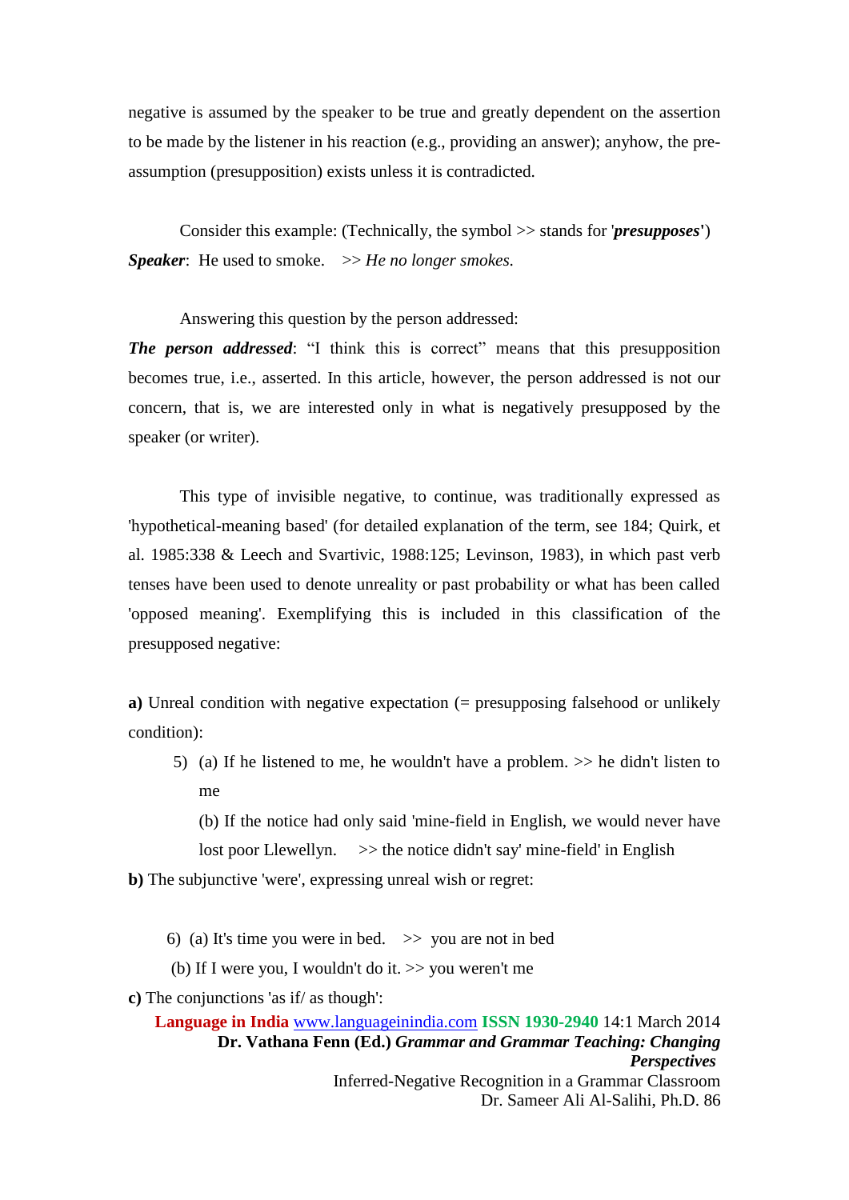negative is assumed by the speaker to be true and greatly dependent on the assertion to be made by the listener in his reaction (e.g., providing an answer); anyhow, the pre-assumption (presupposition) exists unless it is contradicted.

Consider this example: (Technically, the symbol >> stands for '***presupposes***')

***Speaker***: He used to smoke. >> *He no longer smokes.*

Answering this question by the person addressed:

***The person addressed***: "I think this is correct" means that this presupposition becomes true, i.e., asserted. In this article, however, the person addressed is not our concern, that is, we are interested only in what is negatively presupposed by the speaker (or writer).

This type of invisible negative, to continue, was traditionally expressed as 'hypothetical-meaning based' (for detailed explanation of the term, see 184; Quirk, et al. 1985:338 & Leech and Svartivic, 1988:125; Levinson, 1983), in which past verb tenses have been used to denote unreality or past probability or what has been called 'opposed meaning'. Exemplifying this is included in this classification of the presupposed negative:

**a)** Unreal condition with negative expectation (= presupposing falsehood or unlikely condition):

5) (a) If he listened to me, he wouldn't have a problem. >> he didn't listen to me

(b) If the notice had only said 'mine-field in English, we would never have lost poor Llewellyn. >> the notice didn't say' mine-field' in English

**b)** The subjunctive 'were', expressing unreal wish or regret:

6) (a) It's time you were in bed. >> you are not in bed

(b) If I were you, I wouldn't do it. >> you weren't me

**c)** The conjunctions 'as if/ as though':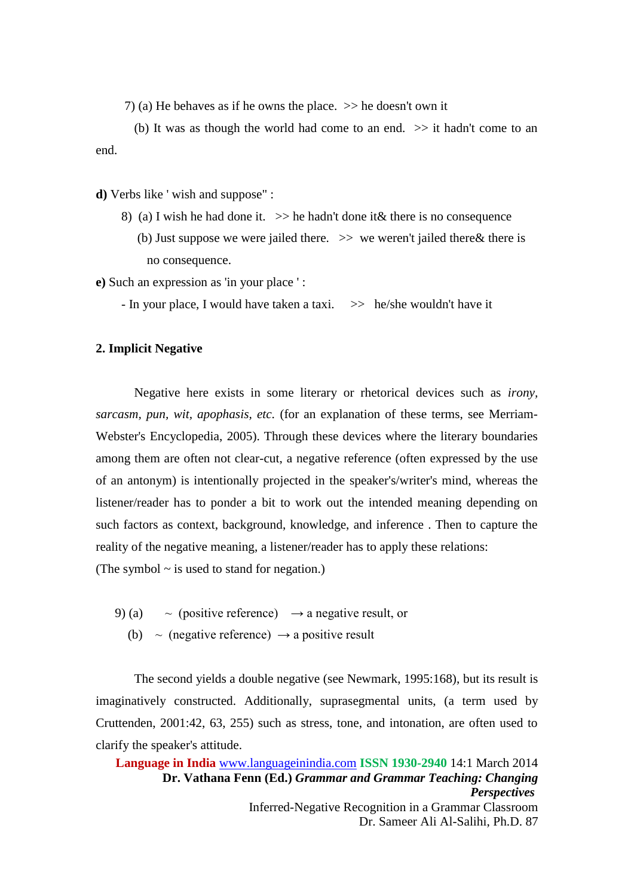7) (a) He behaves as if he owns the place.  >> he doesn't own it

(b) It was as though the world had come to an end.  >> it hadn't come to an end.

**d)** Verbs like ' wish and suppose" :

8) (a) I wish he had done it.  >> he hadn't done it& there is no consequence

(b) Just suppose we were jailed there.  >> we weren't jailed there& there is no consequence.

**e)** Such an expression as 'in your place ' :

- In your place, I would have taken a taxi.  >> he/she wouldn't have it

**2. Implicit Negative**

Negative here exists in some literary or rhetorical devices such as *irony*, *sarcasm*, *pun*, *wit*, *apophasis*, *etc*. (for an explanation of these terms, see Merriam-Webster's Encyclopedia, 2005). Through these devices where the literary boundaries among them are often not clear-cut, a negative reference (often expressed by the use of an antonym) is intentionally projected in the speaker's/writer's mind, whereas the listener/reader has to ponder a bit to work out the intended meaning depending on such factors as context, background, knowledge, and inference . Then to capture the reality of the negative meaning, a listener/reader has to apply these relations:

(The symbol ~ is used to stand for negation.)

9) (a)  ~ (positive reference)  → a negative result, or

(b)  ~ (negative reference) → a positive result

The second yields a double negative (see Newmark, 1995:168), but its result is imaginatively constructed. Additionally, suprasegmental units, (a term used by Cruttenden, 2001:42, 63, 255) such as stress, tone, and intonation, are often used to clarify the speaker's attitude.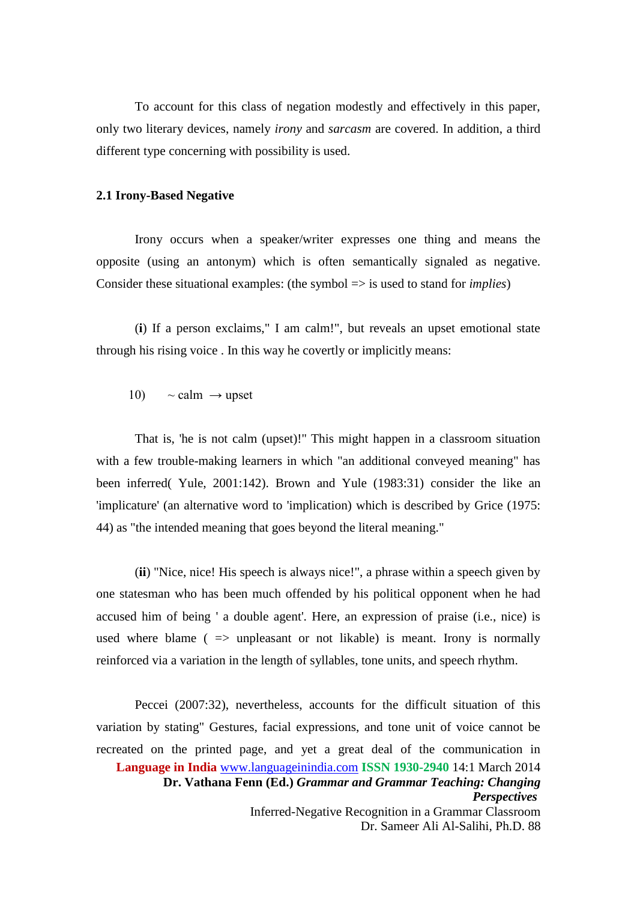To account for this class of negation modestly and effectively in this paper, only two literary devices, namely *irony* and *sarcasm* are covered. In addition, a third different type concerning with possibility is used.

### 2.1 Irony-Based Negative

Irony occurs when a speaker/writer expresses one thing and means the opposite (using an antonym) which is often semantically signaled as negative. Consider these situational examples: (the symbol => is used to stand for *implies*)

(**i**) If a person exclaims," I am calm!", but reveals an upset emotional state through his rising voice . In this way he covertly or implicitly means:

10) $\sim$ calm $\rightarrow$ upset

That is, 'he is not calm (upset)!" This might happen in a classroom situation with a few trouble-making learners in which "an additional conveyed meaning" has been inferred( Yule, 2001:142). Brown and Yule (1983:31) consider the like an 'implicature' (an alternative word to 'implication) which is described by Grice (1975: 44) as "the intended meaning that goes beyond the literal meaning."

(**ii**) "Nice, nice! His speech is always nice!", a phrase within a speech given by one statesman who has been much offended by his political opponent when he had accused him of being ' a double agent'. Here, an expression of praise (i.e., nice) is used where blame ( => unpleasant or not likable) is meant. Irony is normally reinforced via a variation in the length of syllables, tone units, and speech rhythm.

Peccei (2007:32), nevertheless, accounts for the difficult situation of this variation by stating" Gestures, facial expressions, and tone unit of voice cannot be recreated on the printed page, and yet a great deal of the communication in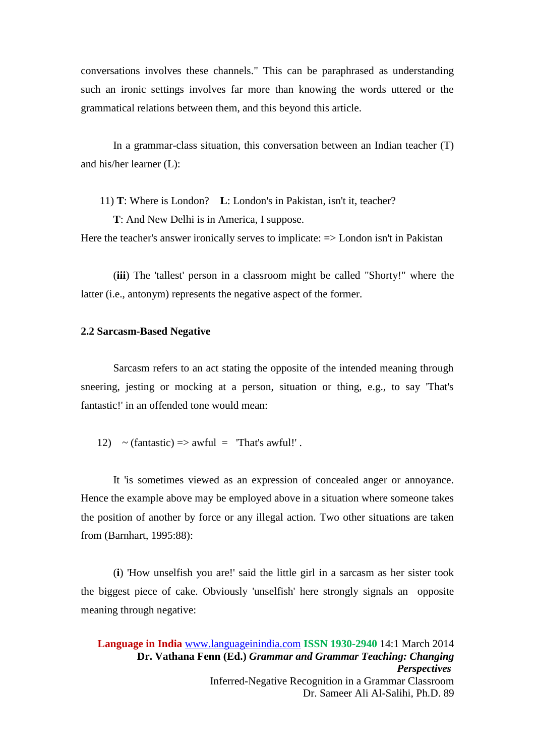conversations involves these channels." This can be paraphrased as understanding such an ironic settings involves far more than knowing the words uttered or the grammatical relations between them, and this beyond this article.

In a grammar-class situation, this conversation between an Indian teacher (T) and his/her learner (L):

11) **T**: Where is London?  **L**: London's in Pakistan, isn't it, teacher?
**T**: And New Delhi is in America, I suppose.

Here the teacher's answer ironically serves to implicate: => London isn't in Pakistan

(**iii**) The 'tallest' person in a classroom might be called "Shorty!" where the latter (i.e., antonym) represents the negative aspect of the former.

**2.2 Sarcasm-Based Negative**

Sarcasm refers to an act stating the opposite of the intended meaning through sneering, jesting or mocking at a person, situation or thing, e.g., to say 'That's fantastic!' in an offended tone would mean:

12)  ~ (fantastic) => awful = 'That's awful!' .

It 'is sometimes viewed as an expression of concealed anger or annoyance. Hence the example above may be employed above in a situation where someone takes the position of another by force or any illegal action. Two other situations are taken from (Barnhart, 1995:88):

(**i**) 'How unselfish you are!' said the little girl in a sarcasm as her sister took the biggest piece of cake. Obviously 'unselfish' here strongly signals an opposite meaning through negative: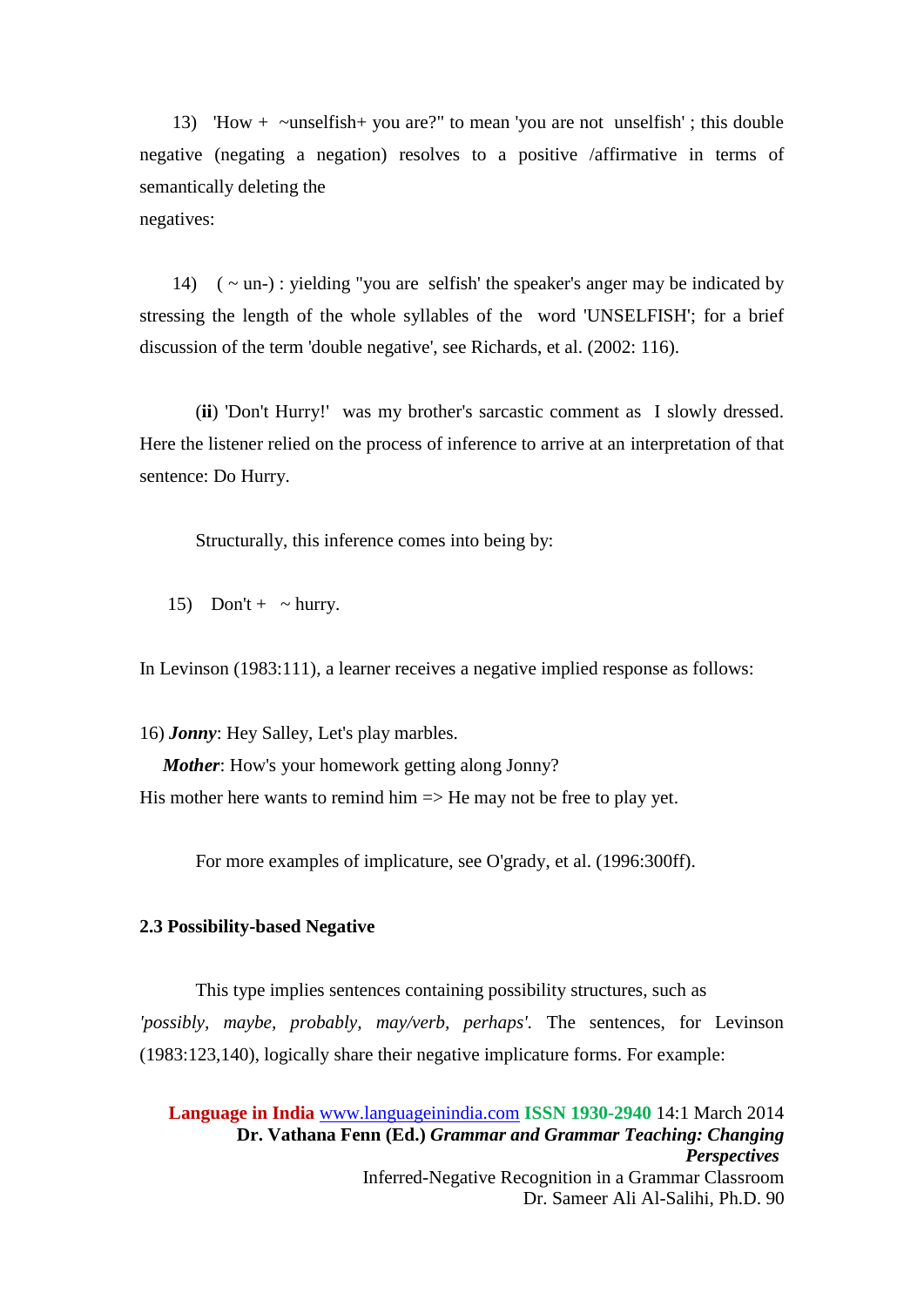13) 'How + ~unselfish+ you are?" to mean 'you are not unselfish' ; this double negative (negating a negation) resolves to a positive /affirmative in terms of semantically deleting the
negatives:

14) ( ~ un-) : yielding "you are selfish' the speaker's anger may be indicated by stressing the length of the whole syllables of the word 'UNSELFISH'; for a brief discussion of the term 'double negative', see Richards, et al. (2002: 116).

(**ii**) 'Don't Hurry!' was my brother's sarcastic comment as I slowly dressed. Here the listener relied on the process of inference to arrive at an interpretation of that sentence: Do Hurry.

Structurally, this inference comes into being by:

15) Don't + ~ hurry.

In Levinson (1983:111), a learner receives a negative implied response as follows:

16) ***Jonny***: Hey Salley, Let's play marbles.
***Mother***: How's your homework getting along Jonny?
His mother here wants to remind him => He may not be free to play yet.

For more examples of implicature, see O'grady, et al. (1996:300ff).

**2.3 Possibility-based Negative**

This type implies sentences containing possibility structures, such as *'possibly, maybe, probably, may/verb, perhaps'*. The sentences, for Levinson (1983:123,140), logically share their negative implicature forms. For example: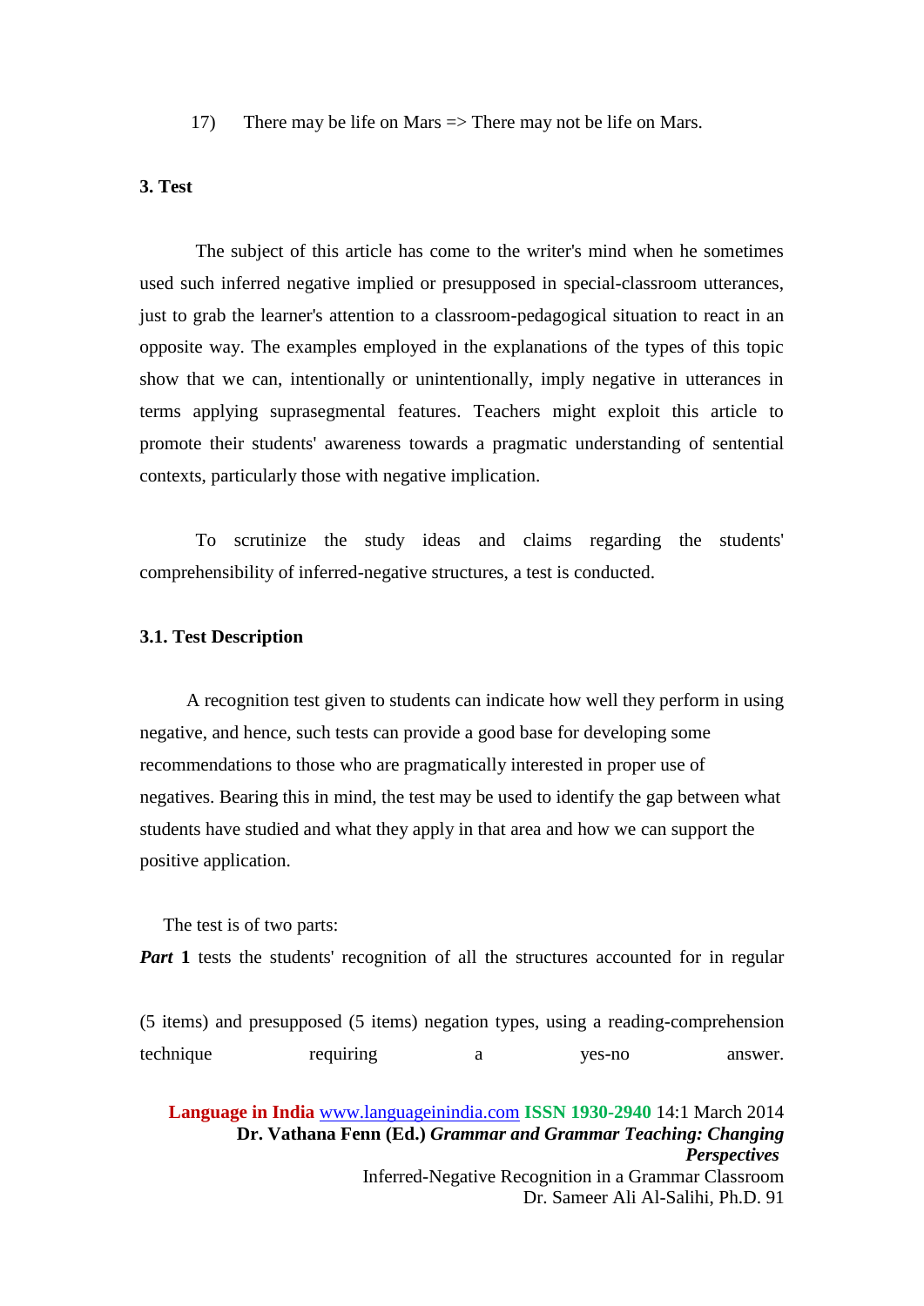17) There may be life on Mars => There may not be life on Mars.

### 3. Test

The subject of this article has come to the writer's mind when he sometimes used such inferred negative implied or presupposed in special-classroom utterances, just to grab the learner's attention to a classroom-pedagogical situation to react in an opposite way. The examples employed in the explanations of the types of this topic show that we can, intentionally or unintentionally, imply negative in utterances in terms applying suprasegmental features. Teachers might exploit this article to promote their students' awareness towards a pragmatic understanding of sentential contexts, particularly those with negative implication.

To scrutinize the study ideas and claims regarding the students' comprehensibility of inferred-negative structures, a test is conducted.

### 3.1. Test Description

A recognition test given to students can indicate how well they perform in using negative, and hence, such tests can provide a good base for developing some recommendations to those who are pragmatically interested in proper use of negatives. Bearing this in mind, the test may be used to identify the gap between what students have studied and what they apply in that area and how we can support the positive application.

The test is of two parts:

***Part* 1** tests the students' recognition of all the structures accounted for in regular (5 items) and presupposed (5 items) negation types, using a reading-comprehension technique requiring a yes-no answer.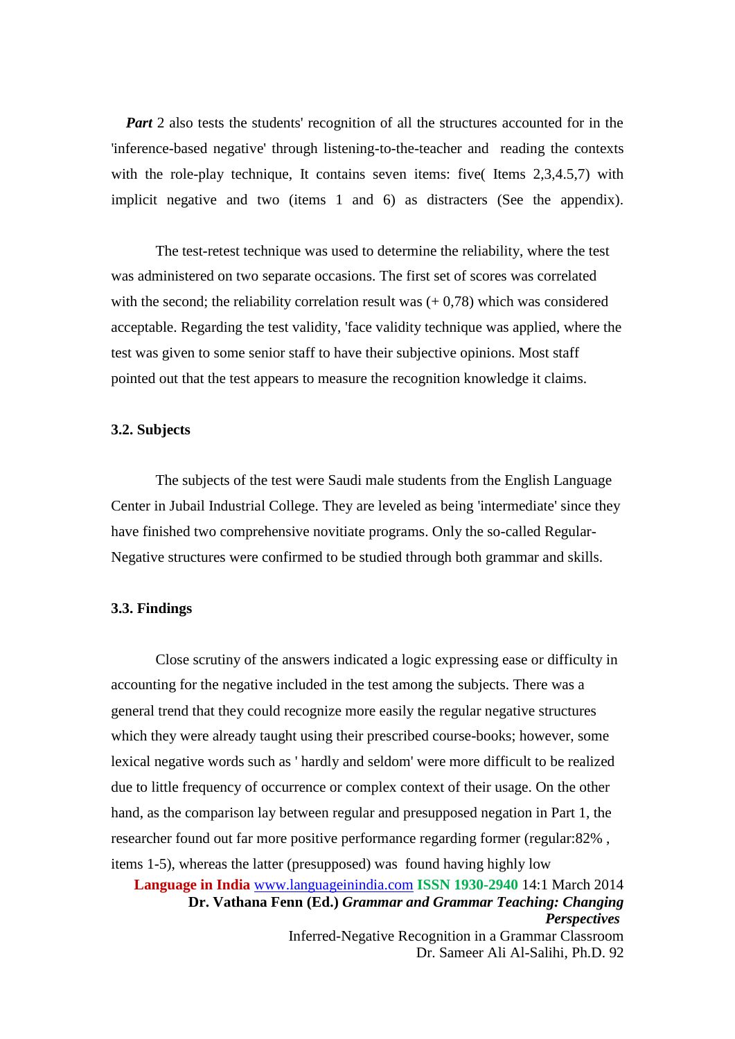***Part*** 2 also tests the students' recognition of all the structures accounted for in the 'inference-based negative' through listening-to-the-teacher and reading the contexts with the role-play technique, It contains seven items: five( Items 2,3,4.5,7) with implicit negative and two (items 1 and 6) as distracters (See the appendix).

The test-retest technique was used to determine the reliability, where the test was administered on two separate occasions. The first set of scores was correlated with the second; the reliability correlation result was (+ 0,78) which was considered acceptable. Regarding the test validity, 'face validity technique was applied, where the test was given to some senior staff to have their subjective opinions. Most staff pointed out that the test appears to measure the recognition knowledge it claims.

### 3.2. Subjects

The subjects of the test were Saudi male students from the English Language Center in Jubail Industrial College. They are leveled as being 'intermediate' since they have finished two comprehensive novitiate programs. Only the so-called Regular-Negative structures were confirmed to be studied through both grammar and skills.

### 3.3. Findings

Close scrutiny of the answers indicated a logic expressing ease or difficulty in accounting for the negative included in the test among the subjects. There was a general trend that they could recognize more easily the regular negative structures which they were already taught using their prescribed course-books; however, some lexical negative words such as ' hardly and seldom' were more difficult to be realized due to little frequency of occurrence or complex context of their usage. On the other hand, as the comparison lay between regular and presupposed negation in Part 1, the researcher found out far more positive performance regarding former (regular:82% , items 1-5), whereas the latter (presupposed) was found having highly low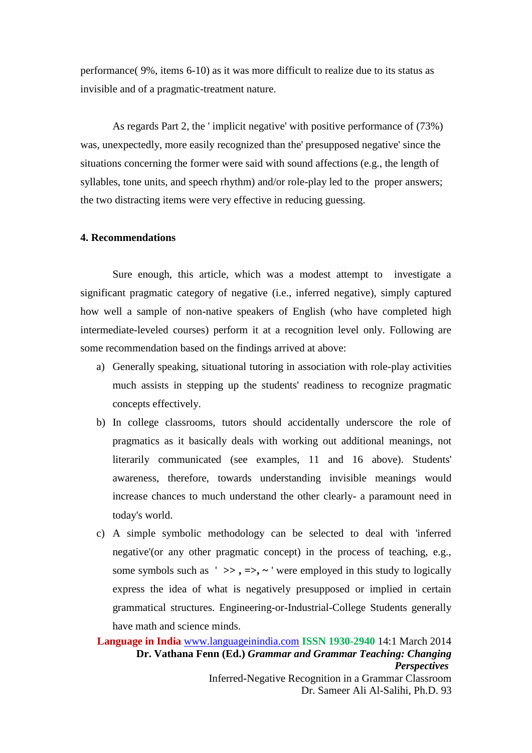performance( 9%, items 6-10) as it was more difficult to realize due to its status as invisible and of a pragmatic-treatment nature.

As regards Part 2, the ' implicit negative' with positive performance of (73%) was, unexpectedly, more easily recognized than the' presupposed negative' since the situations concerning the former were said with sound affections (e.g., the length of syllables, tone units, and speech rhythm) and/or role-play led to the proper answers; the two distracting items were very effective in reducing guessing.

### 4. Recommendations

Sure enough, this article, which was a modest attempt to investigate a significant pragmatic category of negative (i.e., inferred negative), simply captured how well a sample of non-native speakers of English (who have completed high intermediate-leveled courses) perform it at a recognition level only. Following are some recommendation based on the findings arrived at above:

a) Generally speaking, situational tutoring in association with role-play activities much assists in stepping up the students' readiness to recognize pragmatic concepts effectively.

b) In college classrooms, tutors should accidentally underscore the role of pragmatics as it basically deals with working out additional meanings, not literarily communicated (see examples, 11 and 16 above). Students' awareness, therefore, towards understanding invisible meanings would increase chances to much understand the other clearly- a paramount need in today's world.

c) A simple symbolic methodology can be selected to deal with 'inferred negative'(or any other pragmatic concept) in the process of teaching, e.g., some symbols such as ' **>> , =>, ~** ' were employed in this study to logically express the idea of what is negatively presupposed or implied in certain grammatical structures. Engineering-or-Industrial-College Students generally have math and science minds.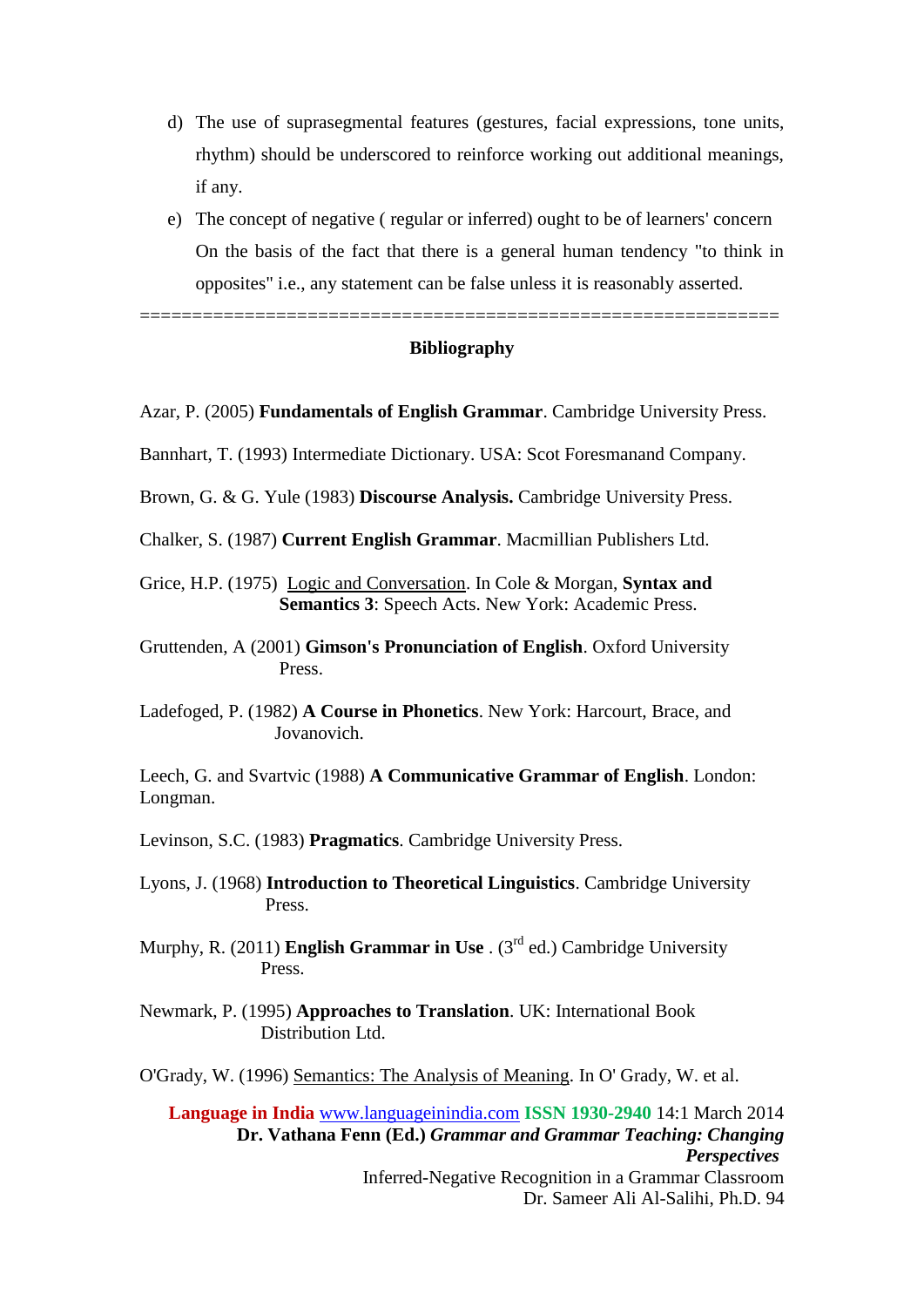d) The use of suprasegmental features (gestures, facial expressions, tone units, rhythm) should be underscored to reinforce working out additional meanings, if any.

e) The concept of negative ( regular or inferred) ought to be of learners' concern On the basis of the fact that there is a general human tendency "to think in opposites" i.e., any statement can be false unless it is reasonably asserted.

============================================================

## Bibliography

Azar, P. (2005) **Fundamentals of English Grammar**. Cambridge University Press.

Bannhart, T. (1993) Intermediate Dictionary. USA: Scot Foresmanand Company.

Brown, G. & G. Yule (1983) **Discourse Analysis.** Cambridge University Press.

Chalker, S. (1987) **Current English Grammar**. Macmillian Publishers Ltd.

Grice, H.P. (1975) Logic and Conversation. In Cole & Morgan, **Syntax and Semantics 3**: Speech Acts. New York: Academic Press.

Gruttenden, A (2001) **Gimson's Pronunciation of English**. Oxford University Press.

Ladefoged, P. (1982) **A Course in Phonetics**. New York: Harcourt, Brace, and Jovanovich.

Leech, G. and Svartvic (1988) **A Communicative Grammar of English**. London: Longman.

Levinson, S.C. (1983) **Pragmatics**. Cambridge University Press.

Lyons, J. (1968) **Introduction to Theoretical Linguistics**. Cambridge University Press.

Murphy, R. (2011) **English Grammar in Use** . (3rd ed.) Cambridge University Press.

Newmark, P. (1995) **Approaches to Translation**. UK: International Book Distribution Ltd.

O'Grady, W. (1996) Semantics: The Analysis of Meaning. In O' Grady, W. et al.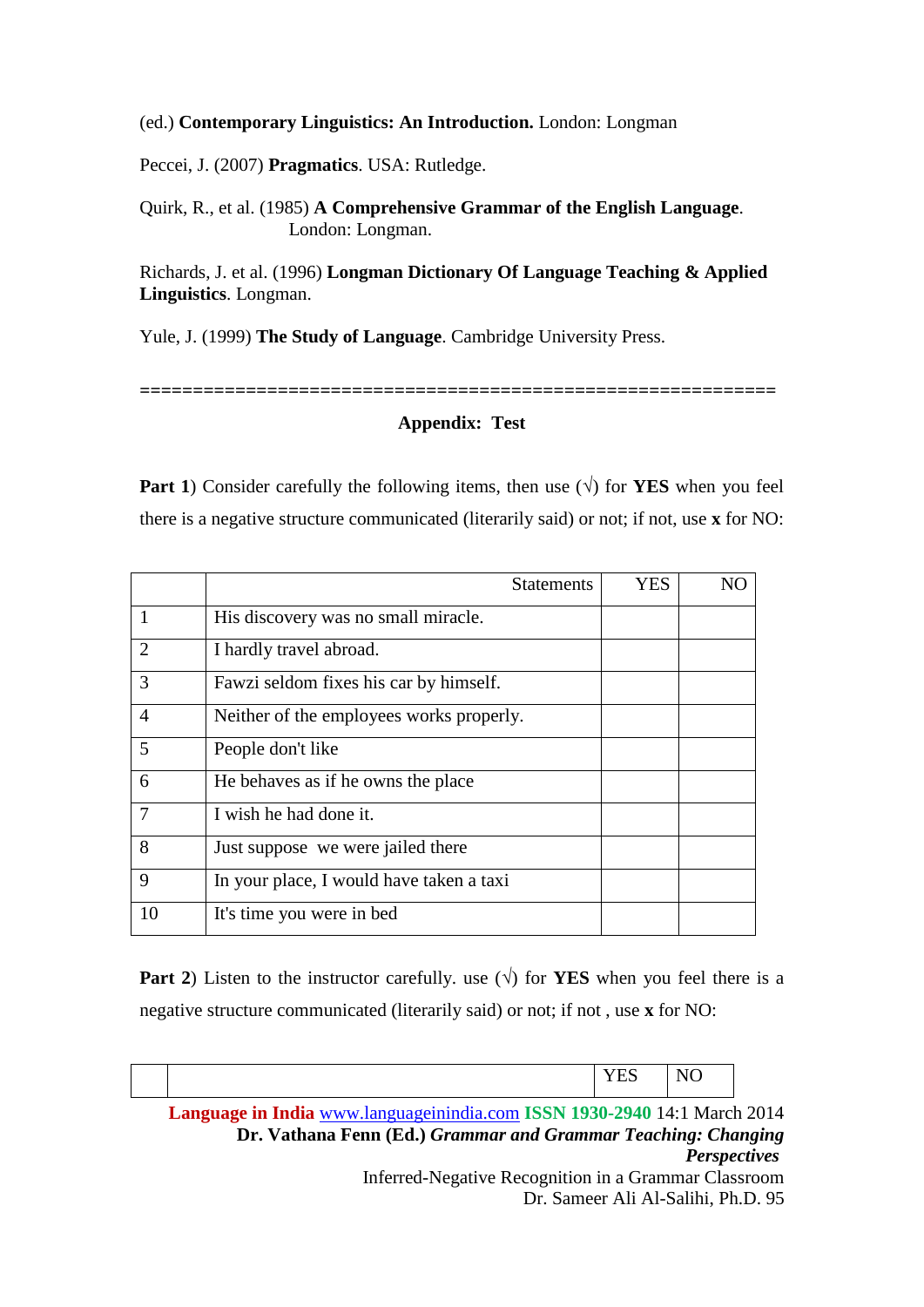(ed.) **Contemporary Linguistics: An Introduction.** London: Longman

Peccei, J. (2007) **Pragmatics**. USA: Rutledge.

Quirk, R., et al. (1985) **A Comprehensive Grammar of the English Language**. London: Longman.

Richards, J. et al. (1996) **Longman Dictionary Of Language Teaching & Applied Linguistics**. Longman.

Yule, J. (1999) **The Study of Language**. Cambridge University Press.

============================================================

## Appendix: Test

**Part 1**) Consider carefully the following items, then use (√) for **YES** when you feel there is a negative structure communicated (literarily said) or not; if not, use **x** for NO:

| | Statements | YES | NO |
|---|---|---|---|
| 1 | His discovery was no small miracle. | | |
| 2 | I hardly travel abroad. | | |
| 3 | Fawzi seldom fixes his car by himself. | | |
| 4 | Neither of the employees works properly. | | |
| 5 | People don't like | | |
| 6 | He behaves as if he owns the place | | |
| 7 | I wish he had done it. | | |
| 8 | Just suppose we were jailed there | | |
| 9 | In your place, I would have taken a taxi | | |
| 10 | It's time you were in bed | | |

**Part 2**) Listen to the instructor carefully. use (√) for **YES** when you feel there is a negative structure communicated (literarily said) or not; if not , use **x** for NO:

| | | YES | NO |
|---|---|---|---|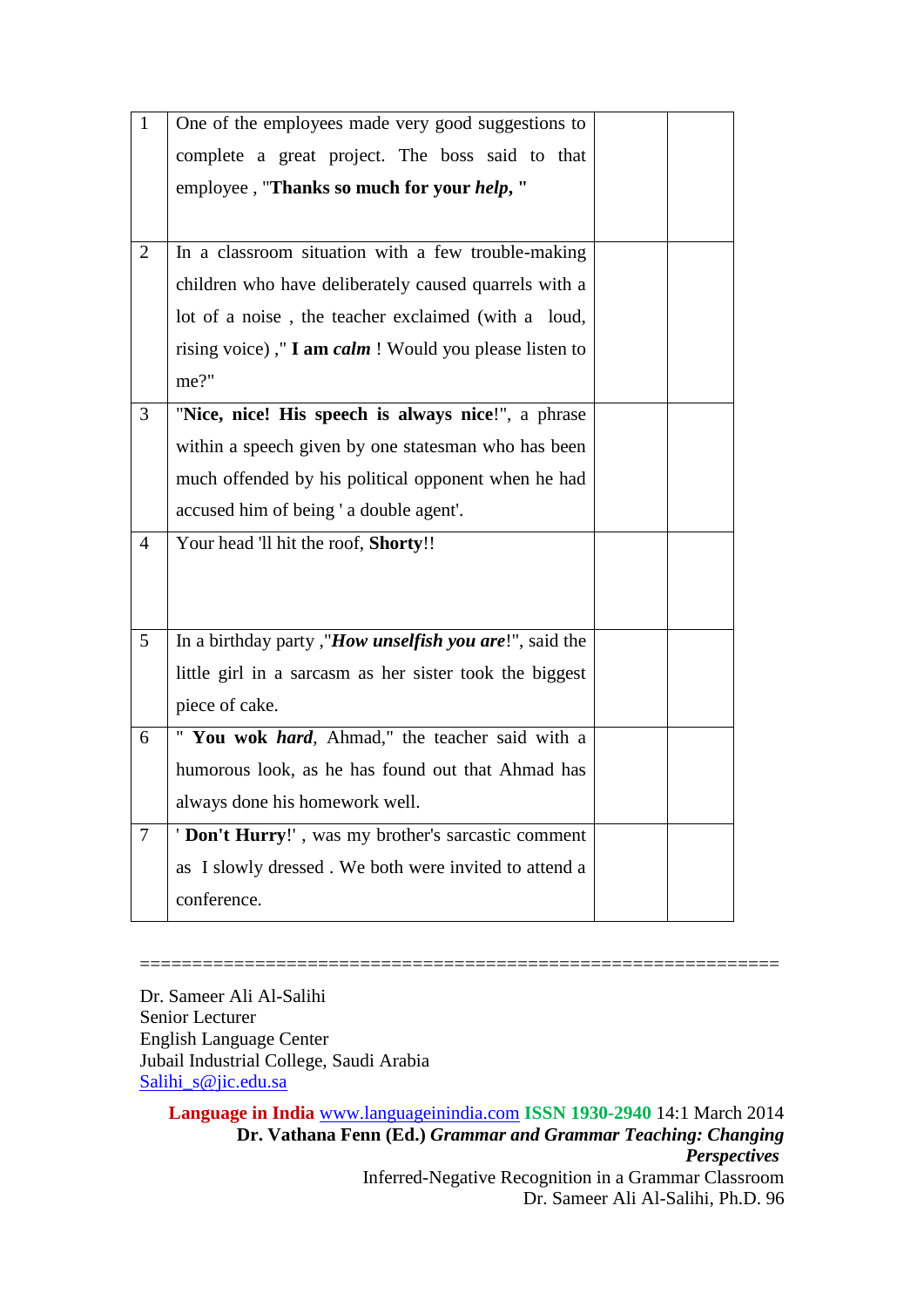| | | | |
|---|---|---|---|
| 1 | One of the employees made very good suggestions to complete a great project. The boss said to that employee , "**Thanks so much for your *help*, "** | | |
| 2 | In a classroom situation with a few trouble-making children who have deliberately caused quarrels with a lot of a noise , the teacher exclaimed (with a loud, rising voice) ," **I am *calm*** ! Would you please listen to me?" | | |
| 3 | "**Nice, nice! His speech is always nice**!", a phrase within a speech given by one statesman who has been much offended by his political opponent when he had accused him of being ' a double agent'. | | |
| 4 | Your head 'll hit the roof, **Shorty**!! | | |
| 5 | In a birthday party ,"***How unselfish you are***!", said the little girl in a sarcasm as her sister took the biggest piece of cake. | | |
| 6 | " **You wok *hard***, Ahmad," the teacher said with a humorous look, as he has found out that Ahmad has always done his homework well. | | |
| 7 | ' **Don't Hurry**!' , was my brother's sarcastic comment as I slowly dressed . We both were invited to attend a conference. | | |

============================================================

Dr. Sameer Ali Al-Salihi
Senior Lecturer
English Language Center
Jubail Industrial College, Saudi Arabia
Salihi_s@jic.edu.sa